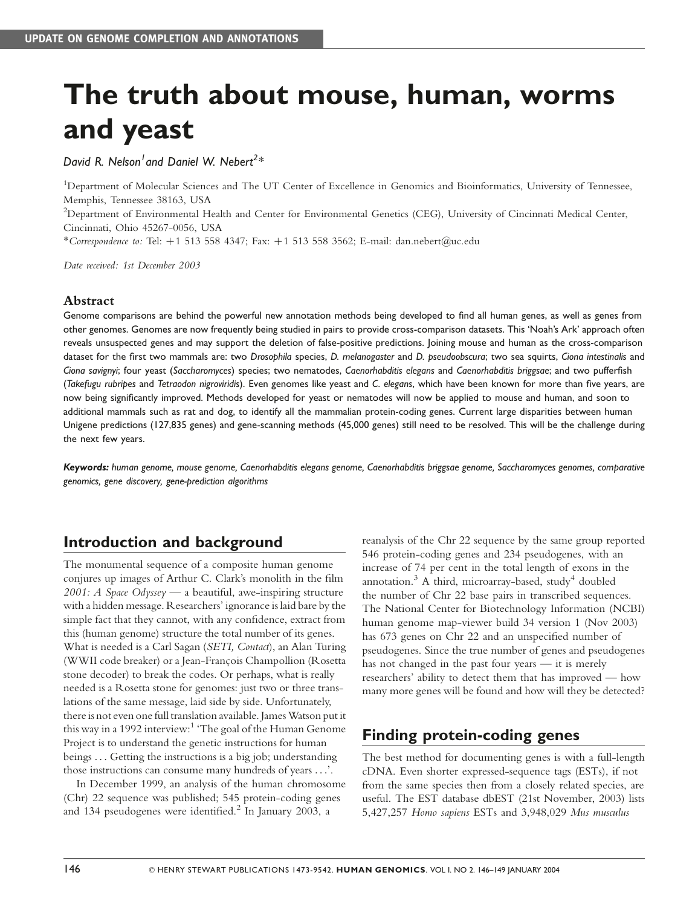UPDATE ON GENOME COMPLETION AND ANNOTATIONS

# The truth about mouse, human, worms and yeast

*David R. Nelson*[1] *and Daniel W. Nebert*[2]*

[1]Department of Molecular Sciences and The UT Center of Excellence in Genomics and Bioinformatics, University of Tennessee, Memphis, Tennessee 38163, USA

[2]Department of Environmental Health and Center for Environmental Genetics (CEG), University of Cincinnati Medical Center, Cincinnati, Ohio 45267-0056, USA

**Correspondence to:* Tel: +1 513 558 4347; Fax: +1 513 558 3562; E-mail: dan.nebert@uc.edu

*Date received: 1st December 2003*

### Abstract

Genome comparisons are behind the powerful new annotation methods being developed to find all human genes, as well as genes from other genomes. Genomes are now frequently being studied in pairs to provide cross-comparison datasets. This 'Noah's Ark' approach often reveals unsuspected genes and may support the deletion of false-positive predictions. Joining mouse and human as the cross-comparison dataset for the first two mammals are: two *Drosophila* species, *D. melanogaster* and *D. pseudoobscura*; two sea squirts, *Ciona intestinalis* and *Ciona savignyi*; four yeast (*Saccharomyces*) species; two nematodes, *Caenorhabditis elegans* and *Caenorhabditis briggsae*; and two pufferfish (*Takefugu rubripes* and *Tetraodon nigroviridis*). Even genomes like yeast and *C. elegans*, which have been known for more than five years, are now being significantly improved. Methods developed for yeast or nematodes will now be applied to mouse and human, and soon to additional mammals such as rat and dog, to identify all the mammalian protein-coding genes. Current large disparities between human Unigene predictions (127,835 genes) and gene-scanning methods (45,000 genes) still need to be resolved. This will be the challenge during the next few years.

***Keywords:*** *human genome, mouse genome, Caenorhabditis elegans genome, Caenorhabditis briggsae genome, Saccharomyces genomes, comparative genomics, gene discovery, gene-prediction algorithms*

## Introduction and background

The monumental sequence of a composite human genome conjures up images of Arthur C. Clark's monolith in the film *2001: A Space Odyssey* — a beautiful, awe-inspiring structure with a hidden message. Researchers' ignorance is laid bare by the simple fact that they cannot, with any confidence, extract from this (human genome) structure the total number of its genes. What is needed is a Carl Sagan (*SETI, Contact*), an Alan Turing (WWII code breaker) or a Jean-François Champollion (Rosetta stone decoder) to break the codes. Or perhaps, what is really needed is a Rosetta stone for genomes: just two or three translations of the same message, laid side by side. Unfortunately, there is not even one full translation available. James Watson put it this way in a 1992 interview:[1] 'The goal of the Human Genome Project is to understand the genetic instructions for human beings . . . Getting the instructions is a big job; understanding those instructions can consume many hundreds of years . . .'.

In December 1999, an analysis of the human chromosome (Chr) 22 sequence was published; 545 protein-coding genes and 134 pseudogenes were identified.[2] In January 2003, a reanalysis of the Chr 22 sequence by the same group reported 546 protein-coding genes and 234 pseudogenes, with an increase of 74 per cent in the total length of exons in the annotation.[3] A third, microarray-based, study[4] doubled the number of Chr 22 base pairs in transcribed sequences. The National Center for Biotechnology Information (NCBI) human genome map-viewer build 34 version 1 (Nov 2003) has 673 genes on Chr 22 and an unspecified number of pseudogenes. Since the true number of genes and pseudogenes has not changed in the past four years — it is merely researchers' ability to detect them that has improved — how many more genes will be found and how will they be detected?

## Finding protein-coding genes

The best method for documenting genes is with a full-length cDNA. Even shorter expressed-sequence tags (ESTs), if not from the same species then from a closely related species, are useful. The EST database dbEST (21st November, 2003) lists 5,427,257 *Homo sapiens* ESTs and 3,948,029 *Mus musculus*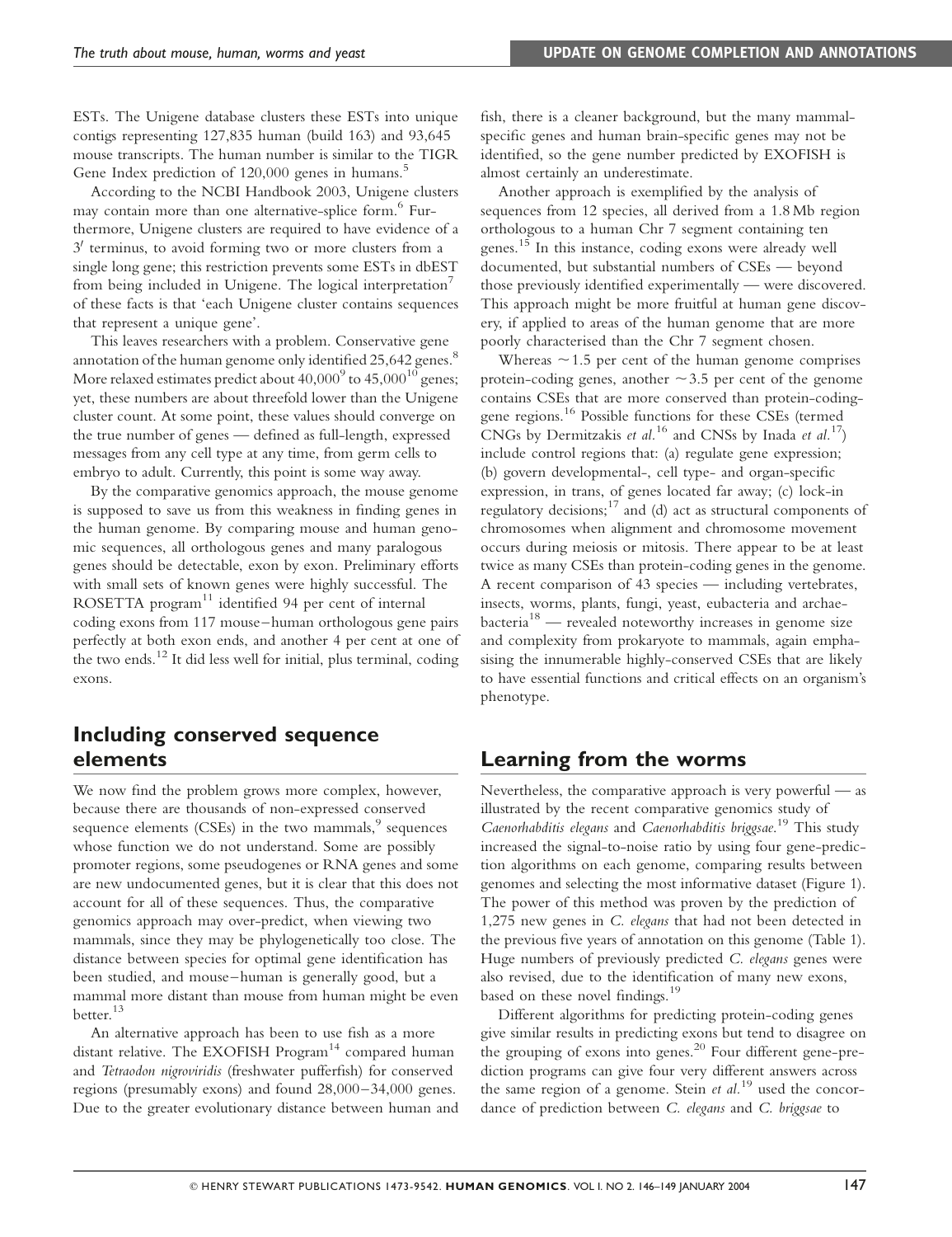ESTs. The Unigene database clusters these ESTs into unique contigs representing 127,835 human (build 163) and 93,645 mouse transcripts. The human number is similar to the TIGR Gene Index prediction of 120,000 genes in humans.[5]

According to the NCBI Handbook 2003, Unigene clusters may contain more than one alternative-splice form.[6] Furthermore, Unigene clusters are required to have evidence of a $3'$ terminus, to avoid forming two or more clusters from a single long gene; this restriction prevents some ESTs in dbEST from being included in Unigene. The logical interpretation[7] of these facts is that 'each Unigene cluster contains sequences that represent a unique gene'.

This leaves researchers with a problem. Conservative gene annotation of the human genome only identified 25,642 genes.[8] More relaxed estimates predict about 40,000[9] to 45,000[10] genes; yet, these numbers are about threefold lower than the Unigene cluster count. At some point, these values should converge on the true number of genes — defined as full-length, expressed messages from any cell type at any time, from germ cells to embryo to adult. Currently, this point is some way away.

By the comparative genomics approach, the mouse genome is supposed to save us from this weakness in finding genes in the human genome. By comparing mouse and human genomic sequences, all orthologous genes and many paralogous genes should be detectable, exon by exon. Preliminary efforts with small sets of known genes were highly successful. The ROSETTA program[11] identified 94 per cent of internal coding exons from 117 mouse–human orthologous gene pairs perfectly at both exon ends, and another 4 per cent at one of the two ends.[12] It did less well for initial, plus terminal, coding exons.

## Including conserved sequence elements

We now find the problem grows more complex, however, because there are thousands of non-expressed conserved sequence elements (CSEs) in the two mammals,[9] sequences whose function we do not understand. Some are possibly promoter regions, some pseudogenes or RNA genes and some are new undocumented genes, but it is clear that this does not account for all of these sequences. Thus, the comparative genomics approach may over-predict, when viewing two mammals, since they may be phylogenetically too close. The distance between species for optimal gene identification has been studied, and mouse–human is generally good, but a mammal more distant than mouse from human might be even better.[13]

An alternative approach has been to use fish as a more distant relative. The EXOFISH Program[14] compared human and *Tetraodon nigroviridis* (freshwater pufferfish) for conserved regions (presumably exons) and found 28,000–34,000 genes. Due to the greater evolutionary distance between human and fish, there is a cleaner background, but the many mammal-specific genes and human brain-specific genes may not be identified, so the gene number predicted by EXOFISH is almost certainly an underestimate.

Another approach is exemplified by the analysis of sequences from 12 species, all derived from a 1.8 Mb region orthologous to a human Chr 7 segment containing ten genes.[15] In this instance, coding exons were already well documented, but substantial numbers of CSEs — beyond those previously identified experimentally — were discovered. This approach might be more fruitful at human gene discovery, if applied to areas of the human genome that are more poorly characterised than the Chr 7 segment chosen.

Whereas ~1.5 per cent of the human genome comprises protein-coding genes, another ~3.5 per cent of the genome contains CSEs that are more conserved than protein-coding-gene regions.[16] Possible functions for these CSEs (termed CNGs by Dermitzakis *et al.*[16] and CNSs by Inada *et al.*[17]) include control regions that: (a) regulate gene expression; (b) govern developmental-, cell type- and organ-specific expression, in trans, of genes located far away; (c) lock-in regulatory decisions;[17] and (d) act as structural components of chromosomes when alignment and chromosome movement occurs during meiosis or mitosis. There appear to be at least twice as many CSEs than protein-coding genes in the genome. A recent comparison of 43 species — including vertebrates, insects, worms, plants, fungi, yeast, eubacteria and archaebacteria[18] — revealed noteworthy increases in genome size and complexity from prokaryote to mammals, again emphasising the innumerable highly-conserved CSEs that are likely to have essential functions and critical effects on an organism's phenotype.

## Learning from the worms

Nevertheless, the comparative approach is very powerful — as illustrated by the recent comparative genomics study of *Caenorhabditis elegans* and *Caenorhabditis briggsae*.[19] This study increased the signal-to-noise ratio by using four gene-prediction algorithms on each genome, comparing results between genomes and selecting the most informative dataset (Figure 1). The power of this method was proven by the prediction of 1,275 new genes in *C. elegans* that had not been detected in the previous five years of annotation on this genome (Table 1). Huge numbers of previously predicted *C. elegans* genes were also revised, due to the identification of many new exons, based on these novel findings.[19]

Different algorithms for predicting protein-coding genes give similar results in predicting exons but tend to disagree on the grouping of exons into genes.[20] Four different gene-prediction programs can give four very different answers across the same region of a genome. Stein *et al.*[19] used the concordance of prediction between *C. elegans* and *C. briggsae* to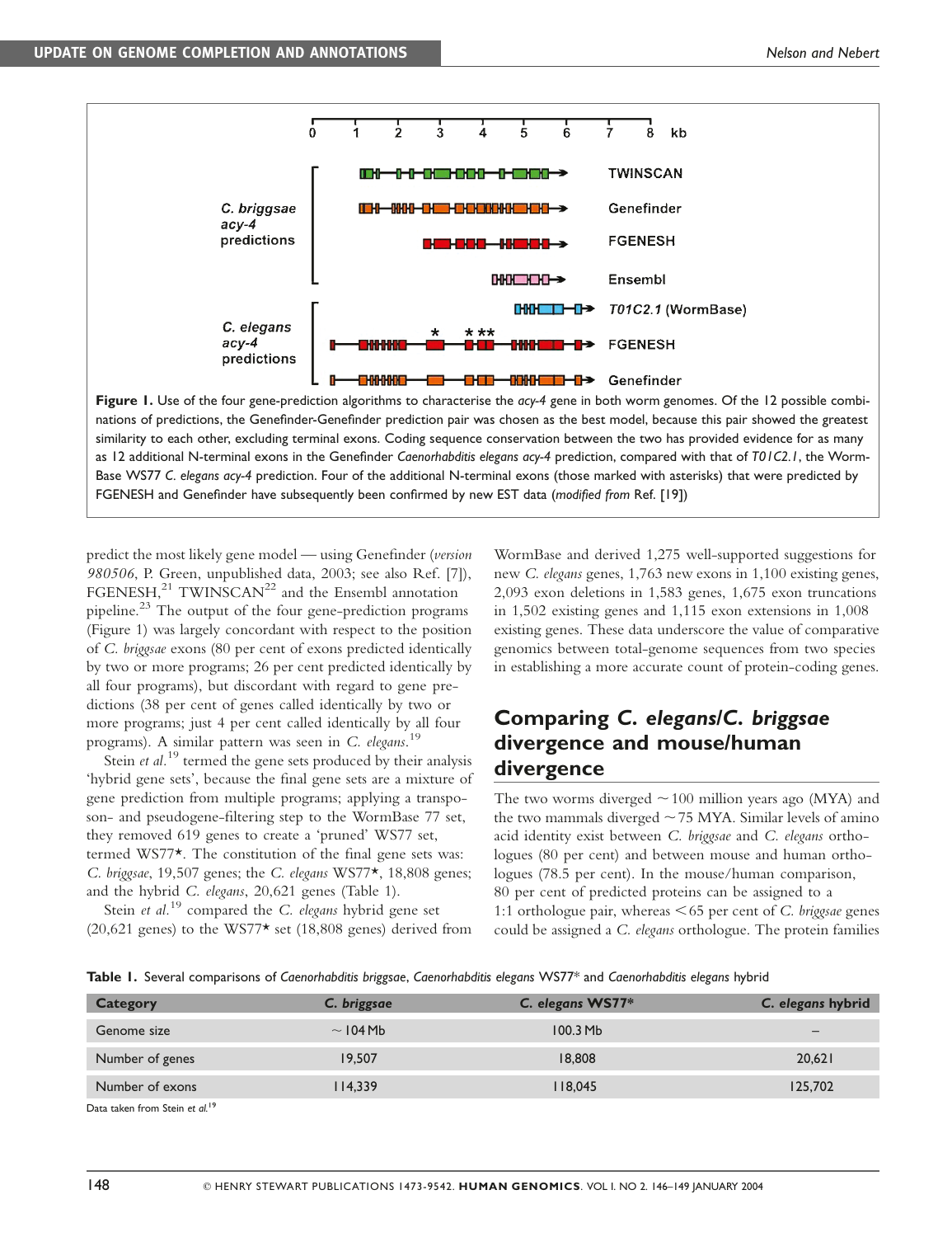**Figure 1.** Use of the four gene-prediction algorithms to characterise the *acy-4* gene in both worm genomes. Of the 12 possible combinations of predictions, the Genefinder-Genefinder prediction pair was chosen as the best model, because this pair showed the greatest similarity to each other, excluding terminal exons. Coding sequence conservation between the two has provided evidence for as many as 12 additional N-terminal exons in the Genefinder *Caenorhabditis elegans acy-4* prediction, compared with that of *T01C2.1*, the WormBase WS77 *C. elegans acy-4* prediction. Four of the additional N-terminal exons (those marked with asterisks) that were predicted by FGENESH and Genefinder have subsequently been confirmed by new EST data (*modified from* Ref. [19])

predict the most likely gene model — using Genefinder (*version 980506*, P. Green, unpublished data, 2003; see also Ref. [7]), FGENESH,[21] TWINSCAN[22] and the Ensembl annotation pipeline.[23] The output of the four gene-prediction programs (Figure 1) was largely concordant with respect to the position of *C. briggsae* exons (80 per cent of exons predicted identically by two or more programs; 26 per cent predicted identically by all four programs), but discordant with regard to gene predictions (38 per cent of genes called identically by two or more programs; just 4 per cent called identically by all four programs). A similar pattern was seen in *C. elegans*.[19]

Stein *et al.*[19] termed the gene sets produced by their analysis 'hybrid gene sets', because the final gene sets are a mixture of gene prediction from multiple programs; applying a transposon- and pseudogene-filtering step to the WormBase 77 set, they removed 619 genes to create a 'pruned' WS77 set, termed WS77*. The constitution of the final gene sets was: *C. briggsae*, 19,507 genes; the *C. elegans* WS77*, 18,808 genes; and the hybrid *C. elegans*, 20,621 genes (Table 1).

Stein *et al.*[19] compared the *C. elegans* hybrid gene set (20,621 genes) to the WS77* set (18,808 genes) derived from WormBase and derived 1,275 well-supported suggestions for new *C. elegans* genes, 1,763 new exons in 1,100 existing genes, 2,093 exon deletions in 1,583 genes, 1,675 exon truncations in 1,502 existing genes and 1,115 exon extensions in 1,008 existing genes. These data underscore the value of comparative genomics between total-genome sequences from two species in establishing a more accurate count of protein-coding genes.

## Comparing *C. elegans*/*C. briggsae* divergence and mouse/human divergence

The two worms diverged ~100 million years ago (MYA) and the two mammals diverged ~75 MYA. Similar levels of amino acid identity exist between *C. briggsae* and *C. elegans* orthologues (80 per cent) and between mouse and human orthologues (78.5 per cent). In the mouse/human comparison, 80 per cent of predicted proteins can be assigned to a 1:1 orthologue pair, whereas <65 per cent of *C. briggsae* genes could be assigned a *C. elegans* orthologue. The protein families

**Table 1.** Several comparisons of *Caenorhabditis briggsae*, *Caenorhabditis elegans* WS77* and *Caenorhabditis elegans* hybrid

| Category | *C. briggsae* | *C. elegans* WS77* | *C. elegans* hybrid |
|---|---|---|---|
| Genome size | ~104 Mb | 100.3 Mb | – |
| Number of genes | 19,507 | 18,808 | 20,621 |
| Number of exons | 114,339 | 118,045 | 125,702 |

Data taken from Stein *et al.*[19]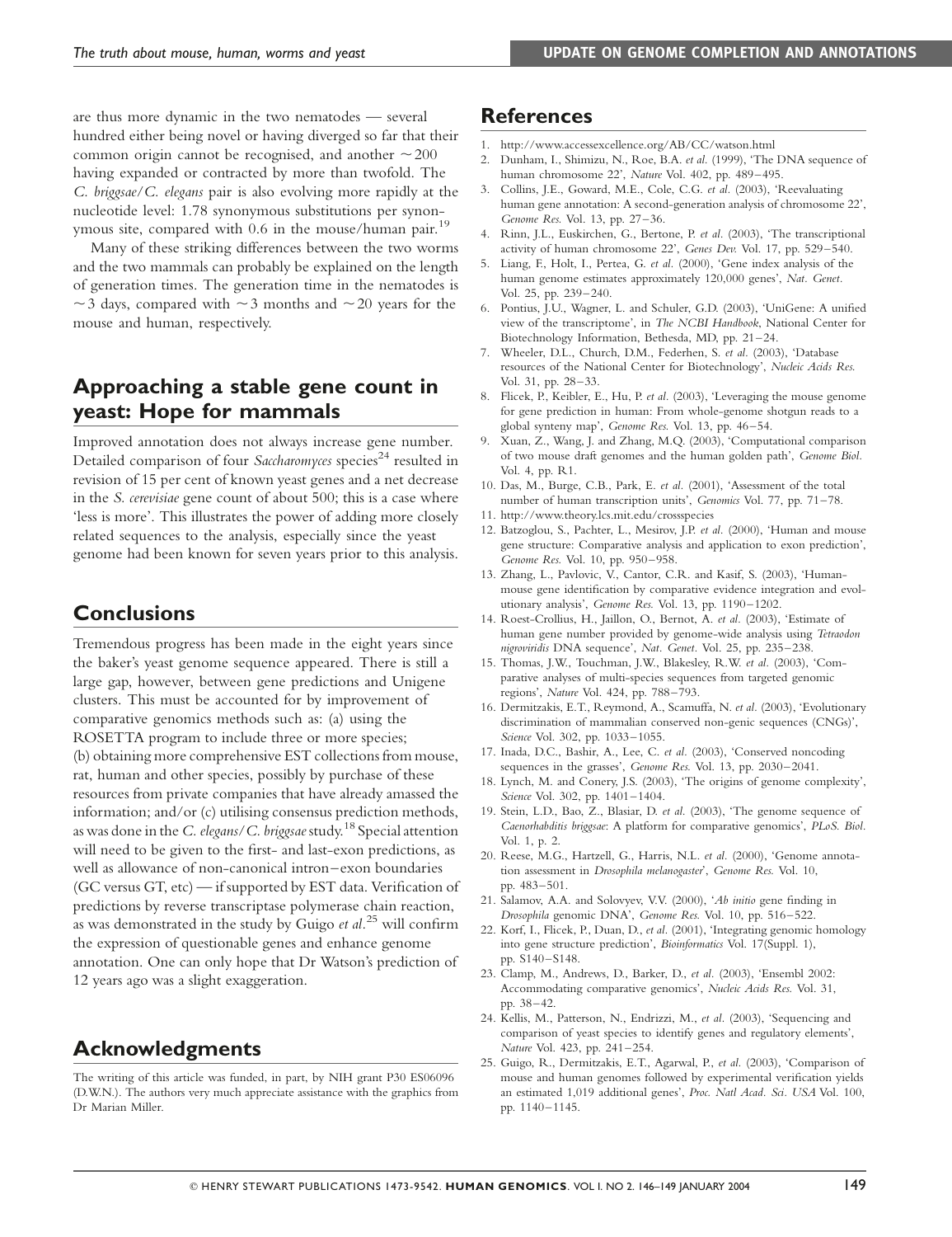are thus more dynamic in the two nematodes — several hundred either being novel or having diverged so far that their common origin cannot be recognised, and another ~200 having expanded or contracted by more than twofold. The *C. briggsae/C. elegans* pair is also evolving more rapidly at the nucleotide level: 1.78 synonymous substitutions per synonymous site, compared with 0.6 in the mouse/human pair.[19]

Many of these striking differences between the two worms and the two mammals can probably be explained on the length of generation times. The generation time in the nematodes is ~3 days, compared with ~3 months and ~20 years for the mouse and human, respectively.

## Approaching a stable gene count in yeast: Hope for mammals

Improved annotation does not always increase gene number. Detailed comparison of four *Saccharomyces* species[24] resulted in revision of 15 per cent of known yeast genes and a net decrease in the *S. cerevisiae* gene count of about 500; this is a case where 'less is more'. This illustrates the power of adding more closely related sequences to the analysis, especially since the yeast genome had been known for seven years prior to this analysis.

## Conclusions

Tremendous progress has been made in the eight years since the baker's yeast genome sequence appeared. There is still a large gap, however, between gene predictions and Unigene clusters. This must be accounted for by improvement of comparative genomics methods such as: (a) using the ROSETTA program to include three or more species; (b) obtaining more comprehensive EST collections from mouse, rat, human and other species, possibly by purchase of these resources from private companies that have already amassed the information; and/or (c) utilising consensus prediction methods, as was done in the *C. elegans/C. briggsae* study.[18] Special attention will need to be given to the first- and last-exon predictions, as well as allowance of non-canonical intron–exon boundaries (GC versus GT, etc) — if supported by EST data. Verification of predictions by reverse transcriptase polymerase chain reaction, as was demonstrated in the study by Guigo *et al.*[25] will confirm the expression of questionable genes and enhance genome annotation. One can only hope that Dr Watson's prediction of 12 years ago was a slight exaggeration.

## Acknowledgments

The writing of this article was funded, in part, by NIH grant P30 ES06096 (D.W.N.). The authors very much appreciate assistance with the graphics from Dr Marian Miller.

## References

1. http://www.accessexcellence.org/AB/CC/watson.html
2. Dunham, I., Shimizu, N., Roe, B.A. *et al.* (1999), 'The DNA sequence of human chromosome 22', *Nature* Vol. 402, pp. 489–495.
3. Collins, J.E., Goward, M.E., Cole, C.G. *et al.* (2003), 'Reevaluating human gene annotation: A second-generation analysis of chromosome 22', *Genome Res.* Vol. 13, pp. 27–36.
4. Rinn, J.L., Euskirchen, G., Bertone, P. *et al.* (2003), 'The transcriptional activity of human chromosome 22', *Genes Dev.* Vol. 17, pp. 529–540.
5. Liang, F., Holt, I., Pertea, G. *et al.* (2000), 'Gene index analysis of the human genome estimates approximately 120,000 genes', *Nat. Genet.* Vol. 25, pp. 239–240.
6. Pontius, J.U., Wagner, L. and Schuler, G.D. (2003), 'UniGene: A unified view of the transcriptome', in *The NCBI Handbook*, National Center for Biotechnology Information, Bethesda, MD, pp. 21–24.
7. Wheeler, D.L., Church, D.M., Federhen, S. *et al.* (2003), 'Database resources of the National Center for Biotechnology', *Nucleic Acids Res.* Vol. 31, pp. 28–33.
8. Flicek, P., Keibler, E., Hu, P. *et al.* (2003), 'Leveraging the mouse genome for gene prediction in human: From whole-genome shotgun reads to a global synteny map', *Genome Res.* Vol. 13, pp. 46–54.
9. Xuan, Z., Wang, J. and Zhang, M.Q. (2003), 'Computational comparison of two mouse draft genomes and the human golden path', *Genome Biol.* Vol. 4, pp. R1.
10. Das, M., Burge, C.B., Park, E. *et al.* (2001), 'Assessment of the total number of human transcription units', *Genomics* Vol. 77, pp. 71–78.
11. http://www.theory.lcs.mit.edu/crossspecies
12. Batzoglou, S., Pachter, L., Mesirov, J.P. *et al.* (2000), 'Human and mouse gene structure: Comparative analysis and application to exon prediction', *Genome Res.* Vol. 10, pp. 950–958.
13. Zhang, L., Pavlovic, V., Cantor, C.R. and Kasif, S. (2003), 'Human-mouse gene identification by comparative evidence integration and evolutionary analysis', *Genome Res.* Vol. 13, pp. 1190–1202.
14. Roest-Crollius, H., Jaillon, O., Bernot, A. *et al.* (2003), 'Estimate of human gene number provided by genome-wide analysis using *Tetraodon nigroviridis* DNA sequence', *Nat. Genet.* Vol. 25, pp. 235–238.
15. Thomas, J.W., Touchman, J.W., Blakesley, R.W. *et al.* (2003), 'Comparative analyses of multi-species sequences from targeted genomic regions', *Nature* Vol. 424, pp. 788–793.
16. Dermitzakis, E.T., Reymond, A., Scamuffa, N. *et al.* (2003), 'Evolutionary discrimination of mammalian conserved non-genic sequences (CNGs)', *Science* Vol. 302, pp. 1033–1055.
17. Inada, D.C., Bashir, A., Lee, C. *et al.* (2003), 'Conserved noncoding sequences in the grasses', *Genome Res.* Vol. 13, pp. 2030–2041.
18. Lynch, M. and Conery, J.S. (2003), 'The origins of genome complexity', *Science* Vol. 302, pp. 1401–1404.
19. Stein, L.D., Bao, Z., Blasiar, D. *et al.* (2003), 'The genome sequence of *Caenorhabditis briggsae*: A platform for comparative genomics', *PLoS. Biol.* Vol. 1, p. 2.
20. Reese, M.G., Hartzell, G., Harris, N.L. *et al.* (2000), 'Genome annotation assessment in *Drosophila melanogaster*', *Genome Res.* Vol. 10, pp. 483–501.
21. Salamov, A.A. and Solovyev, V.V. (2000), '*Ab initio* gene finding in *Drosophila* genomic DNA', *Genome Res.* Vol. 10, pp. 516–522.
22. Korf, I., Flicek, P., Duan, D., *et al.* (2001), 'Integrating genomic homology into gene structure prediction', *Bioinformatics* Vol. 17(Suppl. 1), pp. S140–S148.
23. Clamp, M., Andrews, D., Barker, D., *et al.* (2003), 'Ensembl 2002: Accommodating comparative genomics', *Nucleic Acids Res.* Vol. 31, pp. 38–42.
24. Kellis, M., Patterson, N., Endrizzi, M., *et al.* (2003), 'Sequencing and comparison of yeast species to identify genes and regulatory elements', *Nature* Vol. 423, pp. 241–254.
25. Guigo, R., Dermitzakis, E.T., Agarwal, P., *et al.* (2003), 'Comparison of mouse and human genomes followed by experimental verification yields an estimated 1,019 additional genes', *Proc. Natl Acad. Sci. USA* Vol. 100, pp. 1140–1145.